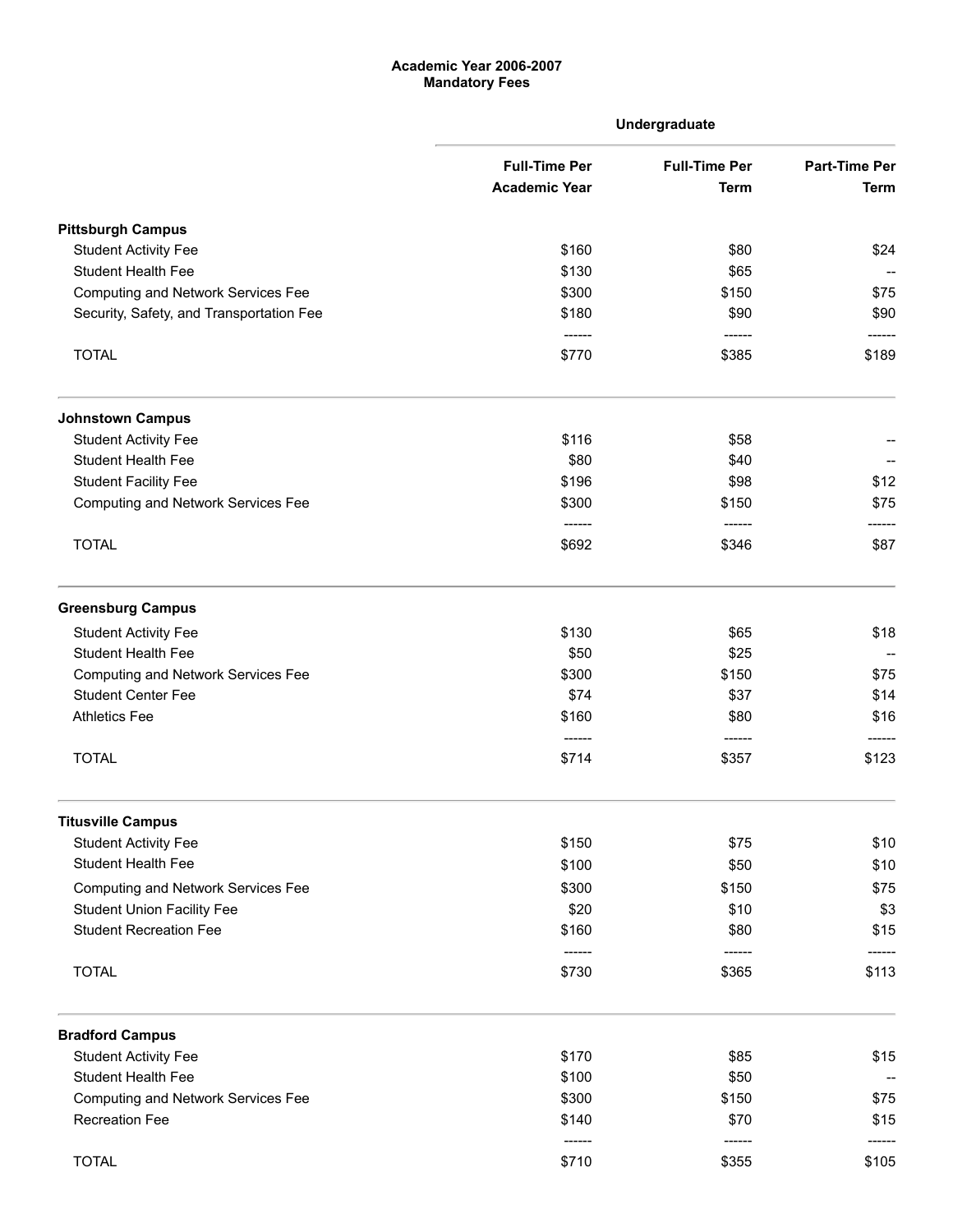**Academic Year 2006-2007**
**Mandatory Fees**

| | Undergraduate | | |
|---|---|---|---|
| | Full-Time Per Academic Year | Full-Time Per Term | Part-Time Per Term |
| **Pittsburgh Campus** | | | |
| Student Activity Fee | $160 | $80 | $24 |
| Student Health Fee | $130 | $65 | -- |
| Computing and Network Services Fee | $300 | $150 | $75 |
| Security, Safety, and Transportation Fee | $180 | $90 | $90 |
| TOTAL | $770 | $385 | $189 |
| **Johnstown Campus** | | | |
| Student Activity Fee | $116 | $58 | -- |
| Student Health Fee | $80 | $40 | -- |
| Student Facility Fee | $196 | $98 | $12 |
| Computing and Network Services Fee | $300 | $150 | $75 |
| TOTAL | $692 | $346 | $87 |
| **Greensburg Campus** | | | |
| Student Activity Fee | $130 | $65 | $18 |
| Student Health Fee | $50 | $25 | -- |
| Computing and Network Services Fee | $300 | $150 | $75 |
| Student Center Fee | $74 | $37 | $14 |
| Athletics Fee | $160 | $80 | $16 |
| TOTAL | $714 | $357 | $123 |
| **Titusville Campus** | | | |
| Student Activity Fee | $150 | $75 | $10 |
| Student Health Fee | $100 | $50 | $10 |
| Computing and Network Services Fee | $300 | $150 | $75 |
| Student Union Facility Fee | $20 | $10 | $3 |
| Student Recreation Fee | $160 | $80 | $15 |
| TOTAL | $730 | $365 | $113 |
| **Bradford Campus** | | | |
| Student Activity Fee | $170 | $85 | $15 |
| Student Health Fee | $100 | $50 | -- |
| Computing and Network Services Fee | $300 | $150 | $75 |
| Recreation Fee | $140 | $70 | $15 |
| TOTAL | $710 | $355 | $105 |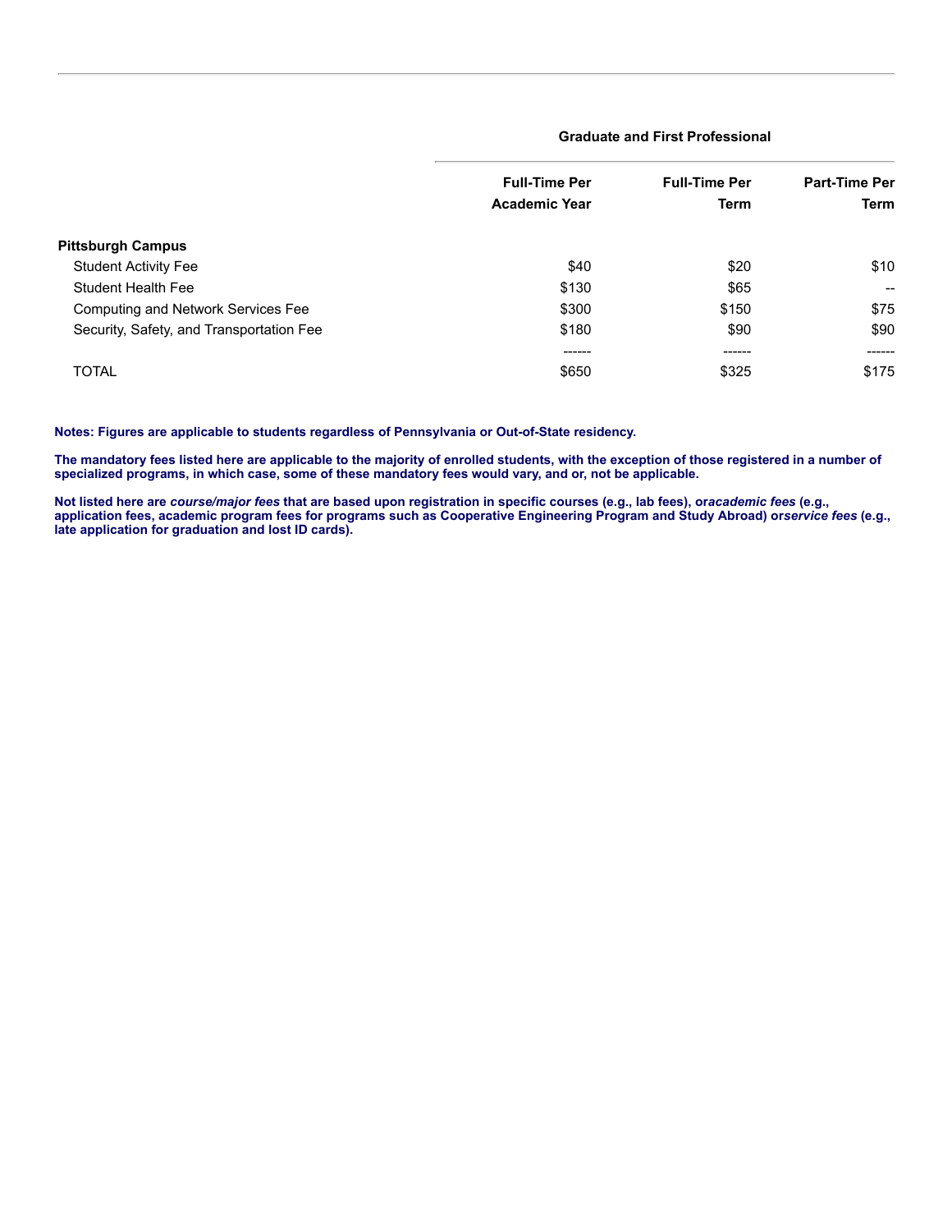| | Graduate and First Professional | | |
|---|---|---|---|
| | Full-Time Per Academic Year | Full-Time Per Term | Part-Time Per Term |
| **Pittsburgh Campus** | | | |
| Student Activity Fee | $40 | $20 | $10 |
| Student Health Fee | $130 | $65 | -- |
| Computing and Network Services Fee | $300 | $150 | $75 |
| Security, Safety, and Transportation Fee | $180 | $90 | $90 |
| | ------ | ------ | ------ |
| TOTAL | $650 | $325 | $175 |

**Notes: Figures are applicable to students regardless of Pennsylvania or Out-of-State residency.**

**The mandatory fees listed here are applicable to the majority of enrolled students, with the exception of those registered in a number of specialized programs, in which case, some of these mandatory fees would vary, and or, not be applicable.**

**Not listed here are *course/major fees* that are based upon registration in specific courses (e.g., lab fees), or*academic fees* (e.g., application fees, academic program fees for programs such as Cooperative Engineering Program and Study Abroad) or*service fees* (e.g., late application for graduation and lost ID cards).**